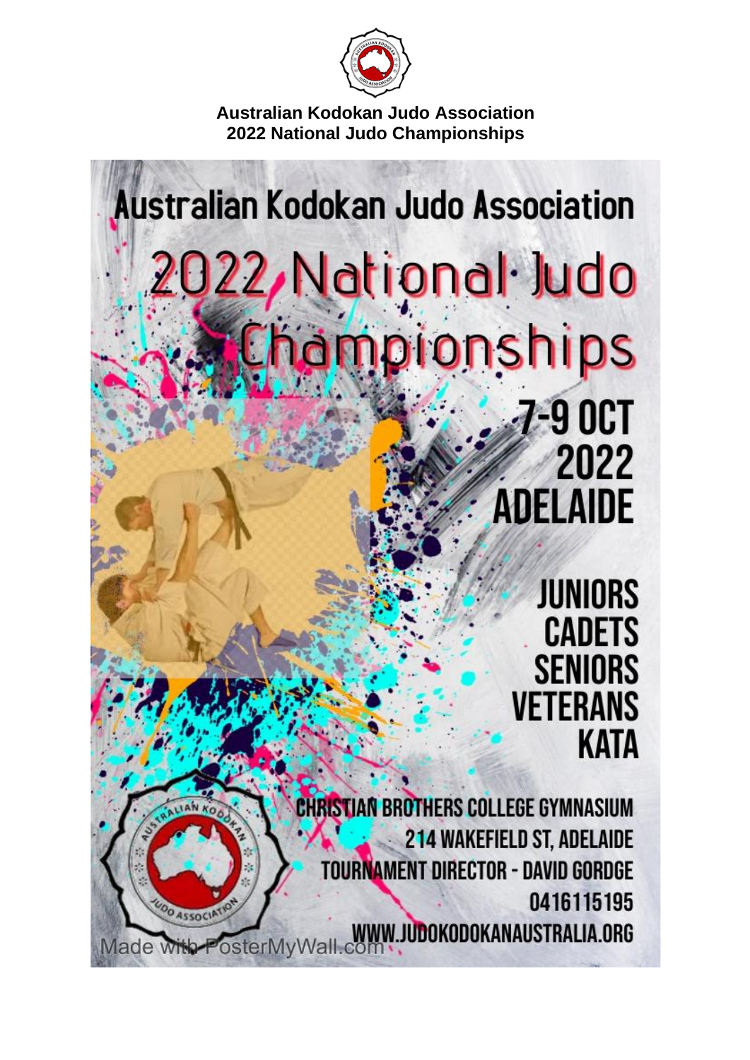**Australian Kodokan Judo Association**
**2022 National Judo Championships**

# Australian Kodokan Judo Association

# 2022 National Judo Championships

## 7-9 OCT 2022 ADELAIDE

JUNIORS
CADETS
SENIORS
VETERANS
KATA

CHRISTIAN BROTHERS COLLEGE GYMNASIUM
214 WAKEFIELD ST, ADELAIDE
TOURNAMENT DIRECTOR - DAVID GORDGE
0416115195
WWW.JUDOKODOKANAUSTRALIA.ORG

Made with PosterMyWall.com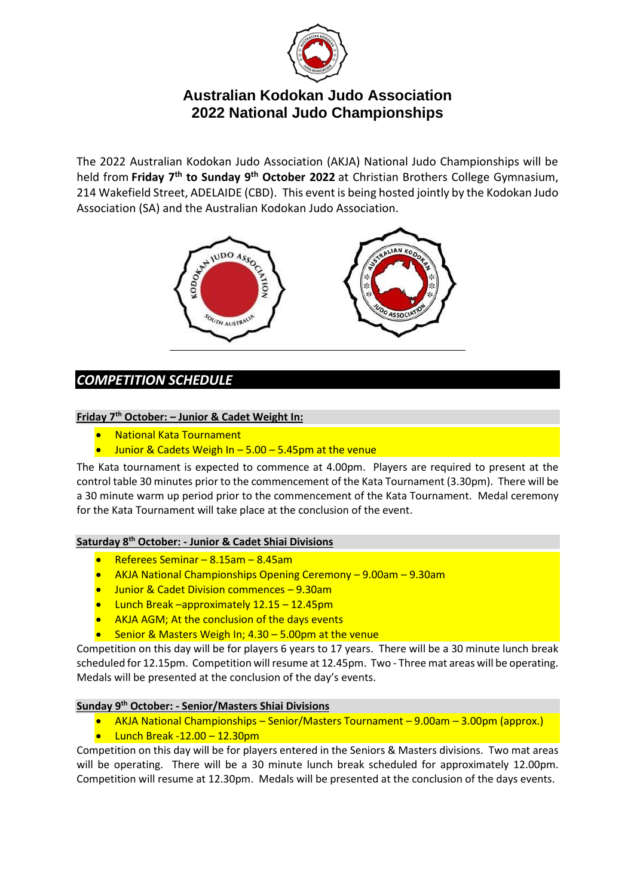# Australian Kodokan Judo Association
# 2022 National Judo Championships

The 2022 Australian Kodokan Judo Association (AKJA) National Judo Championships will be held from **Friday 7th to Sunday 9th October 2022** at Christian Brothers College Gymnasium, 214 Wakefield Street, ADELAIDE (CBD). This event is being hosted jointly by the Kodokan Judo Association (SA) and the Australian Kodokan Judo Association.

## *COMPETITION SCHEDULE*

**Friday 7th October: – Junior & Cadet Weight In:**

- National Kata Tournament
- Junior & Cadets Weigh In – 5.00 – 5.45pm at the venue

The Kata tournament is expected to commence at 4.00pm. Players are required to present at the control table 30 minutes prior to the commencement of the Kata Tournament (3.30pm). There will be a 30 minute warm up period prior to the commencement of the Kata Tournament. Medal ceremony for the Kata Tournament will take place at the conclusion of the event.

**Saturday 8th October: - Junior & Cadet Shiai Divisions**

- Referees Seminar – 8.15am – 8.45am
- AKJA National Championships Opening Ceremony – 9.00am – 9.30am
- Junior & Cadet Division commences – 9.30am
- Lunch Break –approximately 12.15 – 12.45pm
- AKJA AGM; At the conclusion of the days events
- Senior & Masters Weigh In; 4.30 – 5.00pm at the venue

Competition on this day will be for players 6 years to 17 years. There will be a 30 minute lunch break scheduled for 12.15pm. Competition will resume at 12.45pm. Two - Three mat areas will be operating. Medals will be presented at the conclusion of the day's events.

**Sunday 9th October: - Senior/Masters Shiai Divisions**

- AKJA National Championships – Senior/Masters Tournament – 9.00am – 3.00pm (approx.)
- Lunch Break -12.00 – 12.30pm

Competition on this day will be for players entered in the Seniors & Masters divisions. Two mat areas will be operating. There will be a 30 minute lunch break scheduled for approximately 12.00pm. Competition will resume at 12.30pm. Medals will be presented at the conclusion of the days events.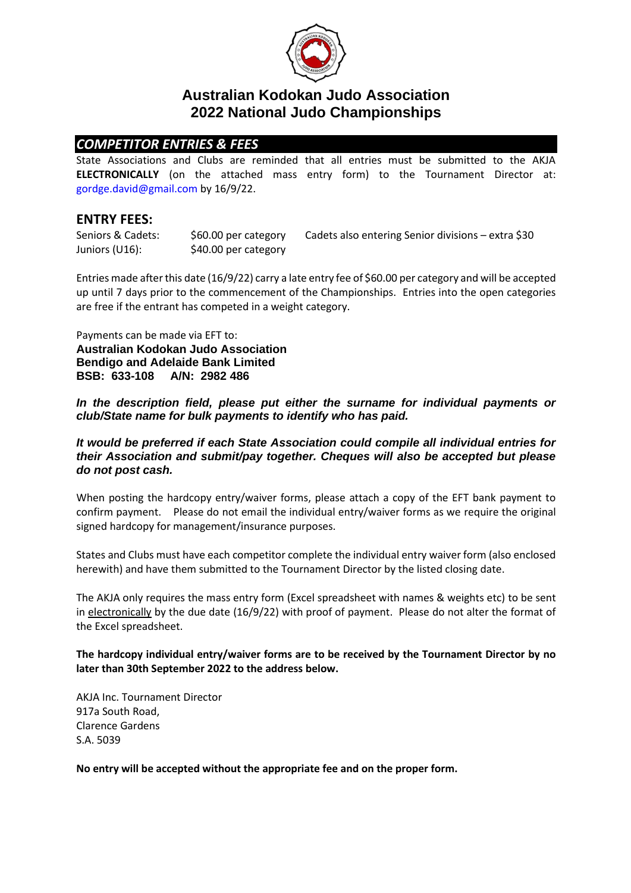# Australian Kodokan Judo Association
# 2022 National Judo Championships

## *COMPETITOR ENTRIES & FEES*

State Associations and Clubs are reminded that all entries must be submitted to the AKJA **ELECTRONICALLY** (on the attached mass entry form) to the Tournament Director at: gordge.david@gmail.com by 16/9/22.

## ENTRY FEES:

| | | |
|---|---|---|
| Seniors & Cadets: | $60.00 per category | Cadets also entering Senior divisions – extra $30 |
| Juniors (U16): | $40.00 per category | |

Entries made after this date (16/9/22) carry a late entry fee of $60.00 per category and will be accepted up until 7 days prior to the commencement of the Championships. Entries into the open categories are free if the entrant has competed in a weight category.

Payments can be made via EFT to:
**Australian Kodokan Judo Association**
**Bendigo and Adelaide Bank Limited**
**BSB: 633-108 A/N: 2982 486**

***In the description field, please put either the surname for individual payments or club/State name for bulk payments to identify who has paid.***

***It would be preferred if each State Association could compile all individual entries for their Association and submit/pay together. Cheques will also be accepted but please do not post cash.***

When posting the hardcopy entry/waiver forms, please attach a copy of the EFT bank payment to confirm payment. Please do not email the individual entry/waiver forms as we require the original signed hardcopy for management/insurance purposes.

States and Clubs must have each competitor complete the individual entry waiver form (also enclosed herewith) and have them submitted to the Tournament Director by the listed closing date.

The AKJA only requires the mass entry form (Excel spreadsheet with names & weights etc) to be sent in electronically by the due date (16/9/22) with proof of payment. Please do not alter the format of the Excel spreadsheet.

**The hardcopy individual entry/waiver forms are to be received by the Tournament Director by no later than 30th September 2022 to the address below.**

AKJA Inc. Tournament Director
917a South Road,
Clarence Gardens
S.A. 5039

**No entry will be accepted without the appropriate fee and on the proper form.**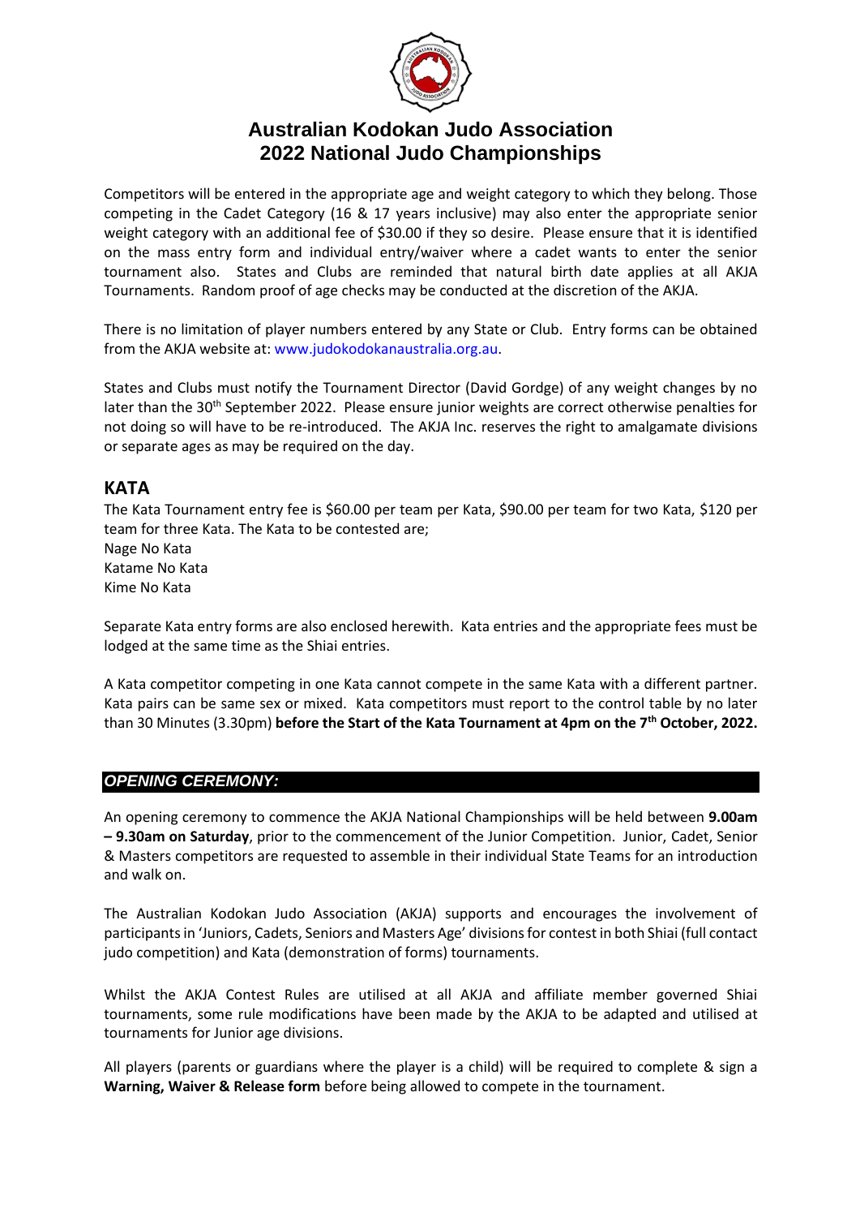# Australian Kodokan Judo Association
# 2022 National Judo Championships

Competitors will be entered in the appropriate age and weight category to which they belong. Those competing in the Cadet Category (16 & 17 years inclusive) may also enter the appropriate senior weight category with an additional fee of $30.00 if they so desire. Please ensure that it is identified on the mass entry form and individual entry/waiver where a cadet wants to enter the senior tournament also. States and Clubs are reminded that natural birth date applies at all AKJA Tournaments. Random proof of age checks may be conducted at the discretion of the AKJA.

There is no limitation of player numbers entered by any State or Club. Entry forms can be obtained from the AKJA website at: www.judokodokanaustralia.org.au.

States and Clubs must notify the Tournament Director (David Gordge) of any weight changes by no later than the 30th September 2022. Please ensure junior weights are correct otherwise penalties for not doing so will have to be re-introduced. The AKJA Inc. reserves the right to amalgamate divisions or separate ages as may be required on the day.

## KATA

The Kata Tournament entry fee is $60.00 per team per Kata, $90.00 per team for two Kata, $120 per team for three Kata. The Kata to be contested are;
Nage No Kata
Katame No Kata
Kime No Kata

Separate Kata entry forms are also enclosed herewith. Kata entries and the appropriate fees must be lodged at the same time as the Shiai entries.

A Kata competitor competing in one Kata cannot compete in the same Kata with a different partner. Kata pairs can be same sex or mixed. Kata competitors must report to the control table by no later than 30 Minutes (3.30pm) **before the Start of the Kata Tournament at 4pm on the 7th October, 2022.**

## *OPENING CEREMONY:*

An opening ceremony to commence the AKJA National Championships will be held between **9.00am – 9.30am on Saturday**, prior to the commencement of the Junior Competition. Junior, Cadet, Senior & Masters competitors are requested to assemble in their individual State Teams for an introduction and walk on.

The Australian Kodokan Judo Association (AKJA) supports and encourages the involvement of participants in 'Juniors, Cadets, Seniors and Masters Age' divisions for contest in both Shiai (full contact judo competition) and Kata (demonstration of forms) tournaments.

Whilst the AKJA Contest Rules are utilised at all AKJA and affiliate member governed Shiai tournaments, some rule modifications have been made by the AKJA to be adapted and utilised at tournaments for Junior age divisions.

All players (parents or guardians where the player is a child) will be required to complete & sign a **Warning, Waiver & Release form** before being allowed to compete in the tournament.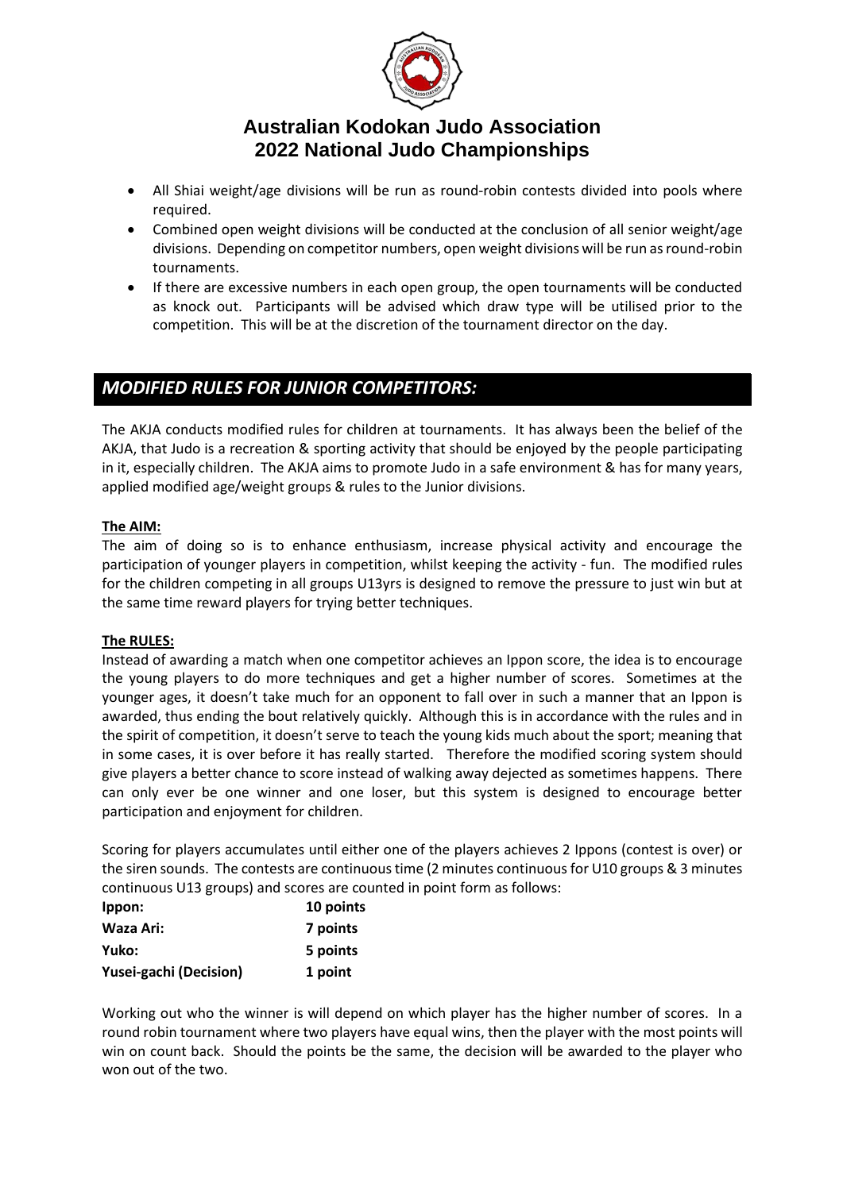# Australian Kodokan Judo Association
# 2022 National Judo Championships

- All Shiai weight/age divisions will be run as round-robin contests divided into pools where required.
- Combined open weight divisions will be conducted at the conclusion of all senior weight/age divisions. Depending on competitor numbers, open weight divisions will be run as round-robin tournaments.
- If there are excessive numbers in each open group, the open tournaments will be conducted as knock out. Participants will be advised which draw type will be utilised prior to the competition. This will be at the discretion of the tournament director on the day.

## *MODIFIED RULES FOR JUNIOR COMPETITORS:*

The AKJA conducts modified rules for children at tournaments. It has always been the belief of the AKJA, that Judo is a recreation & sporting activity that should be enjoyed by the people participating in it, especially children. The AKJA aims to promote Judo in a safe environment & has for many years, applied modified age/weight groups & rules to the Junior divisions.

**The AIM:**

The aim of doing so is to enhance enthusiasm, increase physical activity and encourage the participation of younger players in competition, whilst keeping the activity - fun. The modified rules for the children competing in all groups U13yrs is designed to remove the pressure to just win but at the same time reward players for trying better techniques.

**The RULES:**

Instead of awarding a match when one competitor achieves an Ippon score, the idea is to encourage the young players to do more techniques and get a higher number of scores. Sometimes at the younger ages, it doesn't take much for an opponent to fall over in such a manner that an Ippon is awarded, thus ending the bout relatively quickly. Although this is in accordance with the rules and in the spirit of competition, it doesn't serve to teach the young kids much about the sport; meaning that in some cases, it is over before it has really started. Therefore the modified scoring system should give players a better chance to score instead of walking away dejected as sometimes happens. There can only ever be one winner and one loser, but this system is designed to encourage better participation and enjoyment for children.

Scoring for players accumulates until either one of the players achieves 2 Ippons (contest is over) or the siren sounds. The contests are continuous time (2 minutes continuous for U10 groups & 3 minutes continuous U13 groups) and scores are counted in point form as follows:

| | |
|---|---|
| **Ippon:** | **10 points** |
| **Waza Ari:** | **7 points** |
| **Yuko:** | **5 points** |
| **Yusei-gachi (Decision)** | **1 point** |

Working out who the winner is will depend on which player has the higher number of scores. In a round robin tournament where two players have equal wins, then the player with the most points will win on count back. Should the points be the same, the decision will be awarded to the player who won out of the two.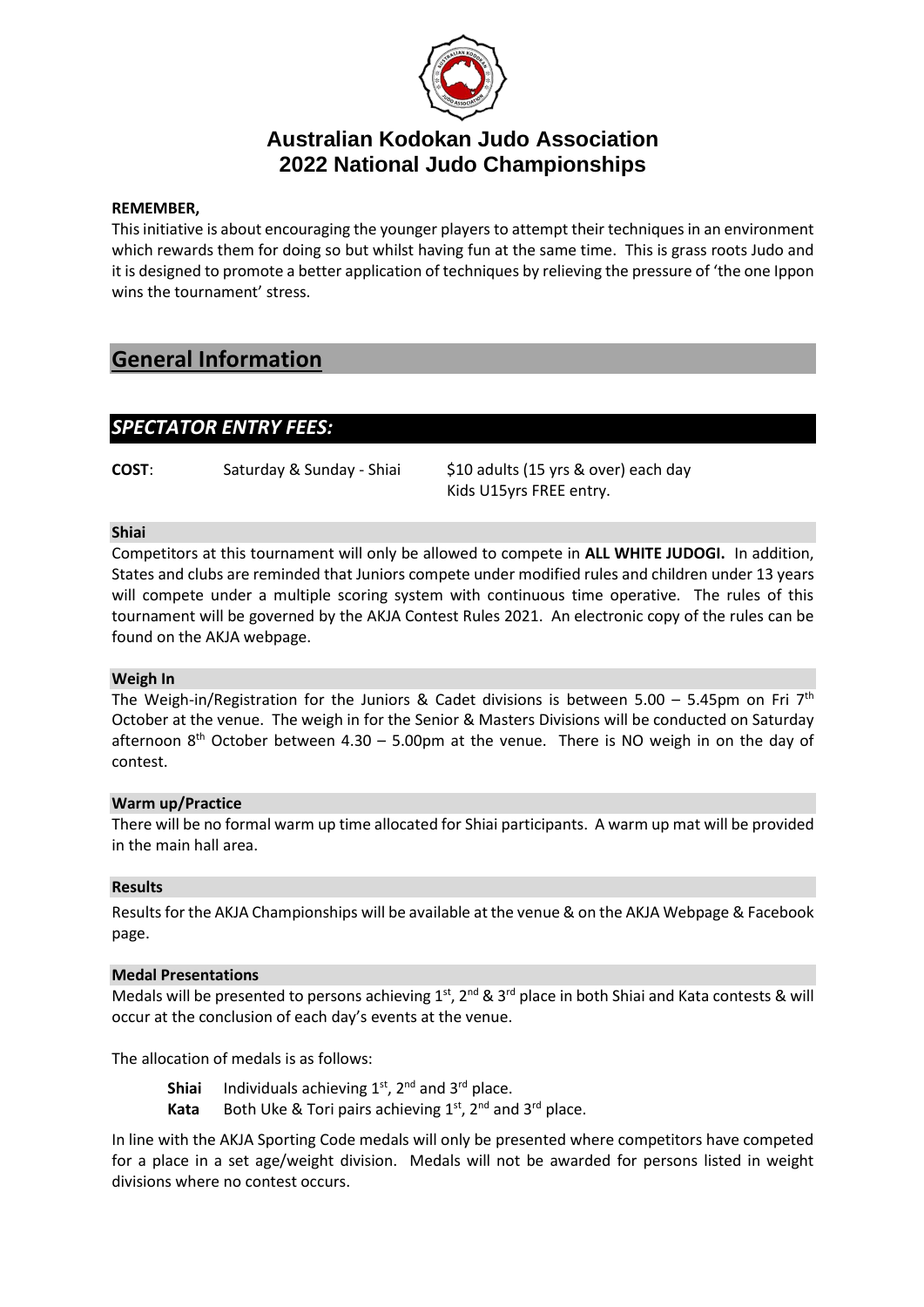# Australian Kodokan Judo Association
# 2022 National Judo Championships

**REMEMBER,**

This initiative is about encouraging the younger players to attempt their techniques in an environment which rewards them for doing so but whilst having fun at the same time. This is grass roots Judo and it is designed to promote a better application of techniques by relieving the pressure of 'the one Ippon wins the tournament' stress.

## General Information

### *SPECTATOR ENTRY FEES:*

**COST**: Saturday & Sunday - Shiai — $10 adults (15 yrs & over) each day
Kids U15yrs FREE entry.

#### Shiai

Competitors at this tournament will only be allowed to compete in **ALL WHITE JUDOGI.** In addition, States and clubs are reminded that Juniors compete under modified rules and children under 13 years will compete under a multiple scoring system with continuous time operative. The rules of this tournament will be governed by the AKJA Contest Rules 2021. An electronic copy of the rules can be found on the AKJA webpage.

#### Weigh In

The Weigh-in/Registration for the Juniors & Cadet divisions is between 5.00 – 5.45pm on Fri 7th October at the venue. The weigh in for the Senior & Masters Divisions will be conducted on Saturday afternoon 8th October between 4.30 – 5.00pm at the venue. There is NO weigh in on the day of contest.

#### Warm up/Practice

There will be no formal warm up time allocated for Shiai participants. A warm up mat will be provided in the main hall area.

#### Results

Results for the AKJA Championships will be available at the venue & on the AKJA Webpage & Facebook page.

#### Medal Presentations

Medals will be presented to persons achieving 1st, 2nd & 3rd place in both Shiai and Kata contests & will occur at the conclusion of each day's events at the venue.

The allocation of medals is as follows:

- **Shiai** Individuals achieving 1st, 2nd and 3rd place.
- **Kata** Both Uke & Tori pairs achieving 1st, 2nd and 3rd place.

In line with the AKJA Sporting Code medals will only be presented where competitors have competed for a place in a set age/weight division. Medals will not be awarded for persons listed in weight divisions where no contest occurs.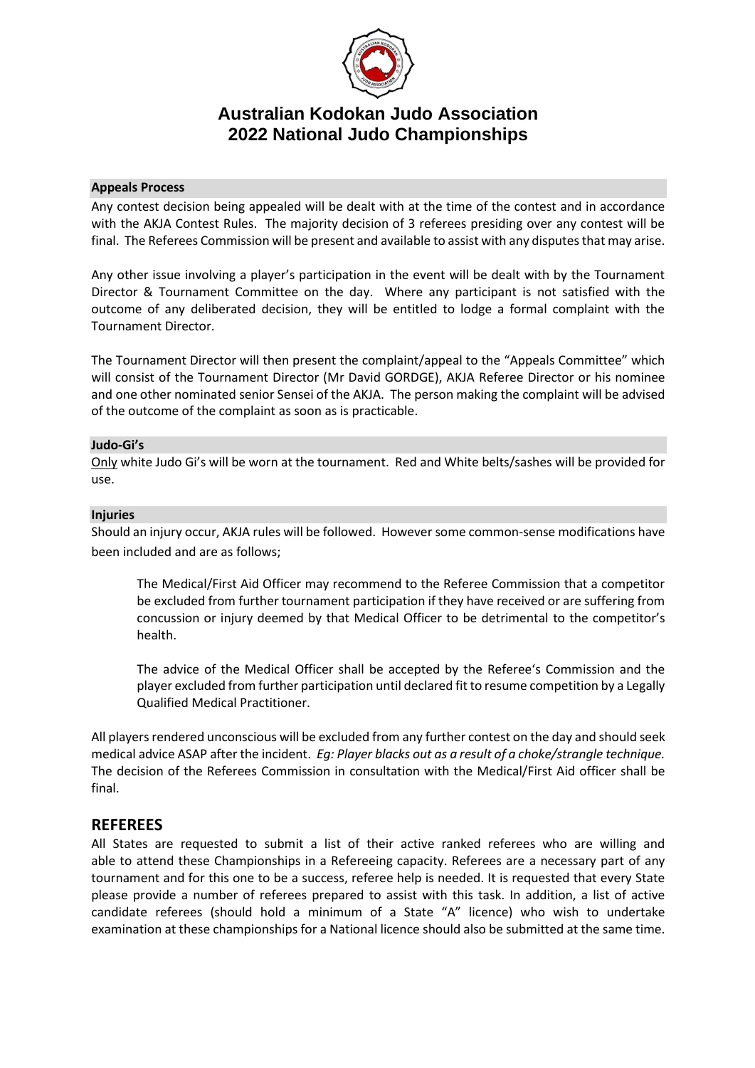# Australian Kodokan Judo Association
# 2022 National Judo Championships

### Appeals Process

Any contest decision being appealed will be dealt with at the time of the contest and in accordance with the AKJA Contest Rules. The majority decision of 3 referees presiding over any contest will be final. The Referees Commission will be present and available to assist with any disputes that may arise.

Any other issue involving a player's participation in the event will be dealt with by the Tournament Director & Tournament Committee on the day. Where any participant is not satisfied with the outcome of any deliberated decision, they will be entitled to lodge a formal complaint with the Tournament Director.

The Tournament Director will then present the complaint/appeal to the "Appeals Committee" which will consist of the Tournament Director (Mr David GORDGE), AKJA Referee Director or his nominee and one other nominated senior Sensei of the AKJA. The person making the complaint will be advised of the outcome of the complaint as soon as is practicable.

### Judo-Gi's

<u>Only</u> white Judo Gi's will be worn at the tournament. Red and White belts/sashes will be provided for use.

### Injuries

Should an injury occur, AKJA rules will be followed. However some common-sense modifications have been included and are as follows;

> The Medical/First Aid Officer may recommend to the Referee Commission that a competitor be excluded from further tournament participation if they have received or are suffering from concussion or injury deemed by that Medical Officer to be detrimental to the competitor's health.
>
> The advice of the Medical Officer shall be accepted by the Referee's Commission and the player excluded from further participation until declared fit to resume competition by a Legally Qualified Medical Practitioner.

All players rendered unconscious will be excluded from any further contest on the day and should seek medical advice ASAP after the incident. *Eg: Player blacks out as a result of a choke/strangle technique.* The decision of the Referees Commission in consultation with the Medical/First Aid officer shall be final.

## REFEREES

All States are requested to submit a list of their active ranked referees who are willing and able to attend these Championships in a Refereeing capacity. Referees are a necessary part of any tournament and for this one to be a success, referee help is needed. It is requested that every State please provide a number of referees prepared to assist with this task. In addition, a list of active candidate referees (should hold a minimum of a State "A" licence) who wish to undertake examination at these championships for a National licence should also be submitted at the same time.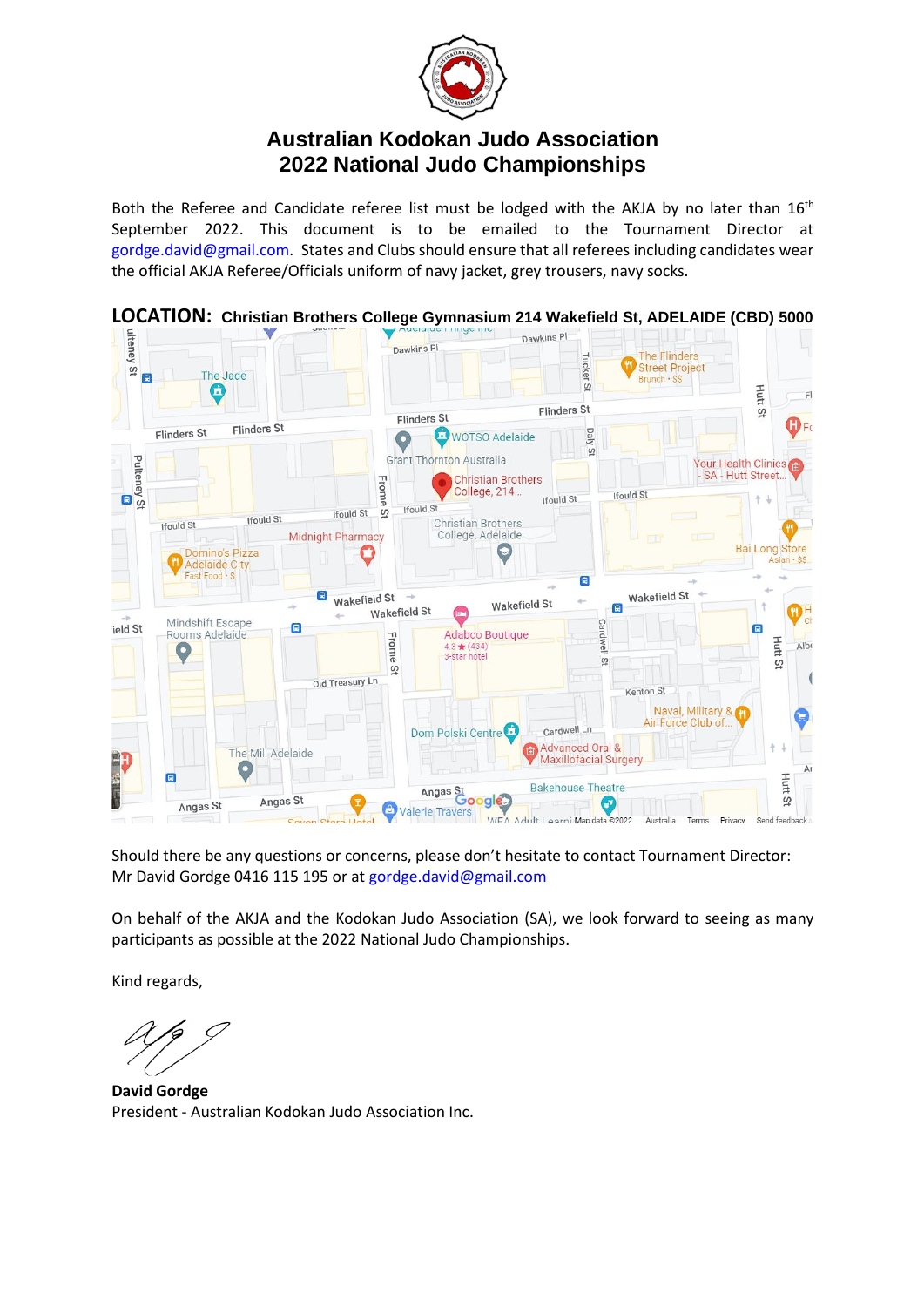# Australian Kodokan Judo Association
# 2022 National Judo Championships

Both the Referee and Candidate referee list must be lodged with the AKJA by no later than 16th September 2022. This document is to be emailed to the Tournament Director at gordge.david@gmail.com. States and Clubs should ensure that all referees including candidates wear the official AKJA Referee/Officials uniform of navy jacket, grey trousers, navy socks.

**LOCATION:** **Christian Brothers College Gymnasium 214 Wakefield St, ADELAIDE (CBD) 5000**

Should there be any questions or concerns, please don't hesitate to contact Tournament Director: Mr David Gordge 0416 115 195 or at gordge.david@gmail.com

On behalf of the AKJA and the Kodokan Judo Association (SA), we look forward to seeing as many participants as possible at the 2022 National Judo Championships.

Kind regards,

**David Gordge**
President - Australian Kodokan Judo Association Inc.